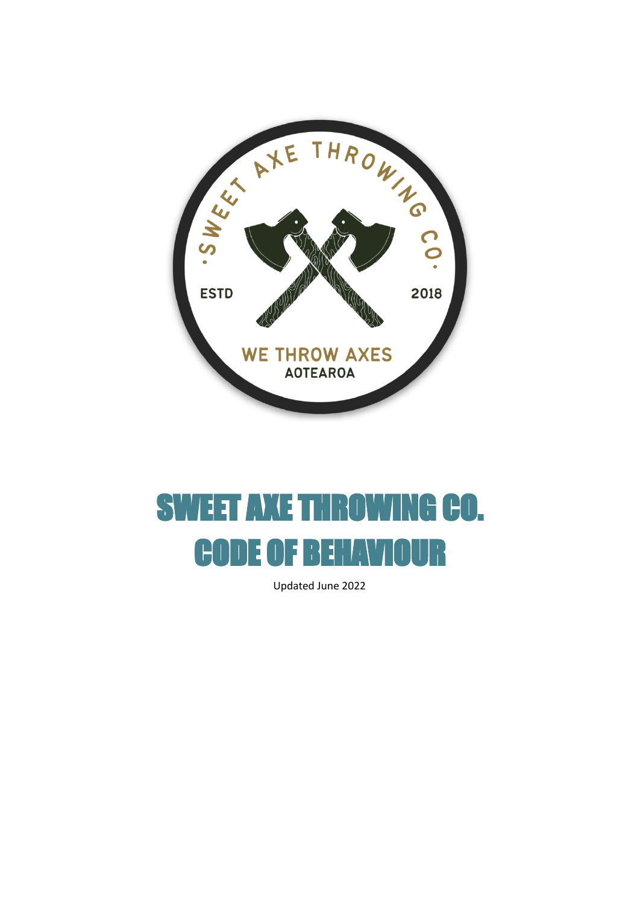SWEET AXE THROWING CO.

ESTD 2018

WE THROW AXES

AOTEAROA

# SWEET AXE THROWING CO.
# CODE OF BEHAVIOUR

Updated June 2022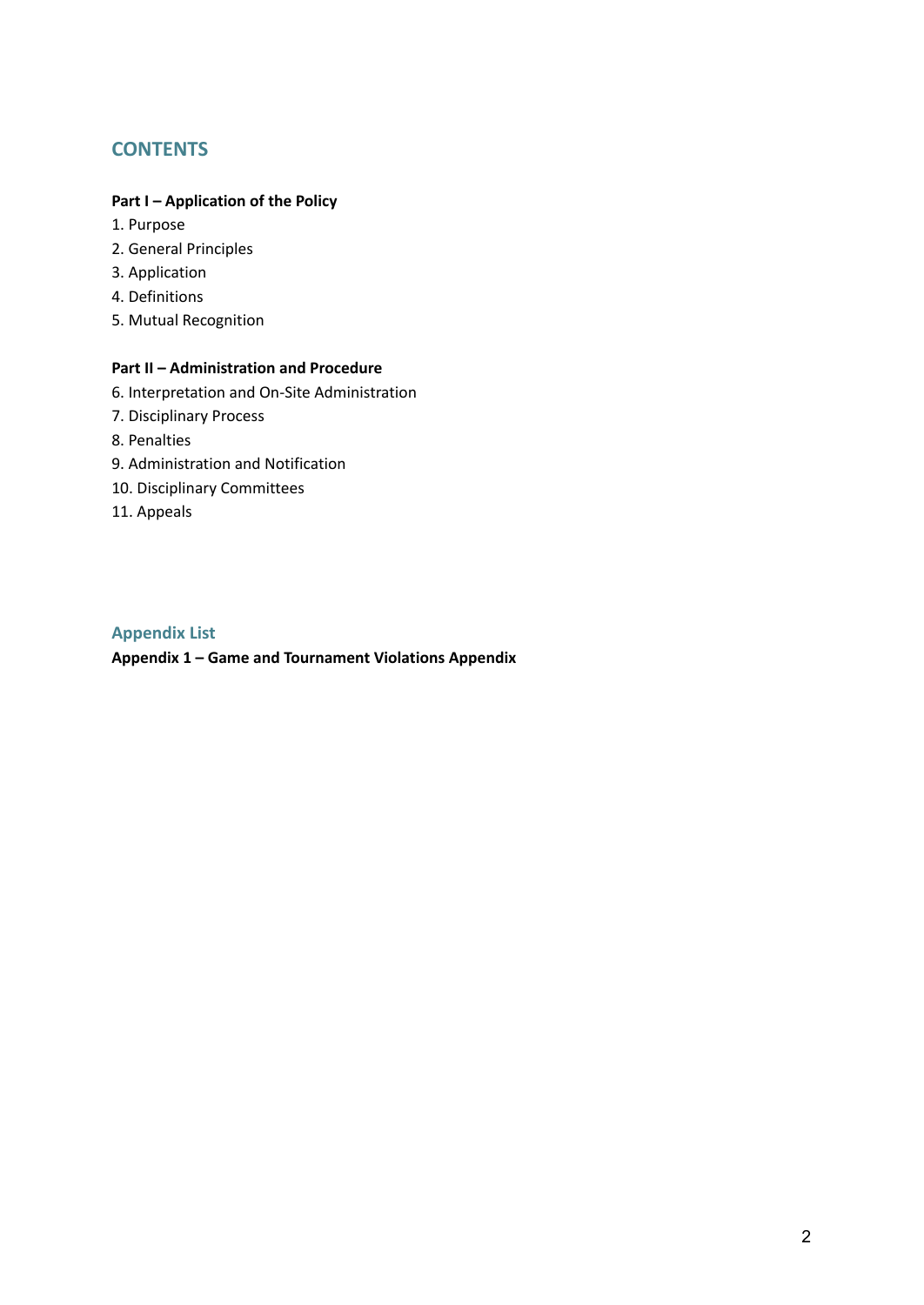## CONTENTS

**Part I – Application of the Policy**

1. Purpose
2. General Principles
3. Application
4. Definitions
5. Mutual Recognition

**Part II – Administration and Procedure**

6. Interpretation and On-Site Administration
7. Disciplinary Process
8. Penalties
9. Administration and Notification
10. Disciplinary Committees
11. Appeals

## Appendix List

**Appendix 1 – Game and Tournament Violations Appendix**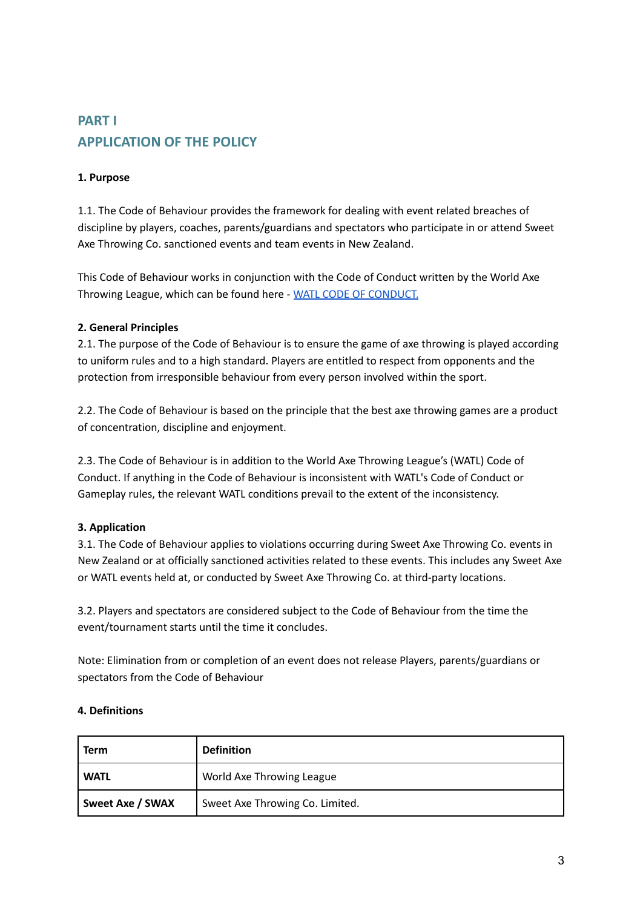## PART I
## APPLICATION OF THE POLICY

**1. Purpose**

1.1. The Code of Behaviour provides the framework for dealing with event related breaches of discipline by players, coaches, parents/guardians and spectators who participate in or attend Sweet Axe Throwing Co. sanctioned events and team events in New Zealand.

This Code of Behaviour works in conjunction with the Code of Conduct written by the World Axe Throwing League, which can be found here - WATL CODE OF CONDUCT.

**2. General Principles**

2.1. The purpose of the Code of Behaviour is to ensure the game of axe throwing is played according to uniform rules and to a high standard. Players are entitled to respect from opponents and the protection from irresponsible behaviour from every person involved within the sport.

2.2. The Code of Behaviour is based on the principle that the best axe throwing games are a product of concentration, discipline and enjoyment.

2.3. The Code of Behaviour is in addition to the World Axe Throwing League's (WATL) Code of Conduct. If anything in the Code of Behaviour is inconsistent with WATL's Code of Conduct or Gameplay rules, the relevant WATL conditions prevail to the extent of the inconsistency.

**3. Application**

3.1. The Code of Behaviour applies to violations occurring during Sweet Axe Throwing Co. events in New Zealand or at officially sanctioned activities related to these events. This includes any Sweet Axe or WATL events held at, or conducted by Sweet Axe Throwing Co. at third-party locations.

3.2. Players and spectators are considered subject to the Code of Behaviour from the time the event/tournament starts until the time it concludes.

Note: Elimination from or completion of an event does not release Players, parents/guardians or spectators from the Code of Behaviour

**4. Definitions**

| Term | Definition |
| --- | --- |
| **WATL** | World Axe Throwing League |
| **Sweet Axe / SWAX** | Sweet Axe Throwing Co. Limited. |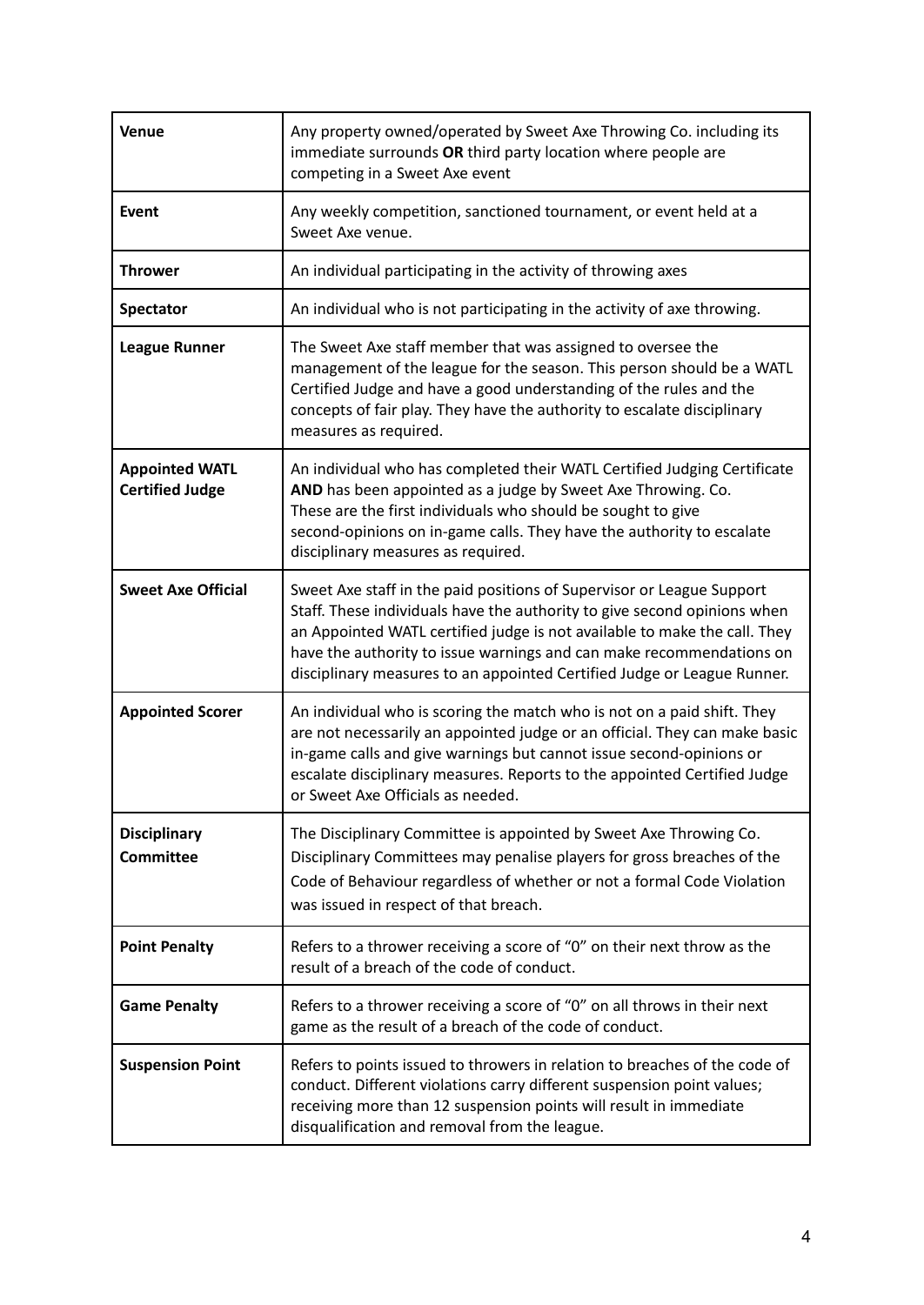| | |
|---|---|
| **Venue** | Any property owned/operated by Sweet Axe Throwing Co. including its immediate surrounds **OR** third party location where people are competing in a Sweet Axe event |
| **Event** | Any weekly competition, sanctioned tournament, or event held at a Sweet Axe venue. |
| **Thrower** | An individual participating in the activity of throwing axes |
| **Spectator** | An individual who is not participating in the activity of axe throwing. |
| **League Runner** | The Sweet Axe staff member that was assigned to oversee the management of the league for the season. This person should be a WATL Certified Judge and have a good understanding of the rules and the concepts of fair play. They have the authority to escalate disciplinary measures as required. |
| **Appointed WATL Certified Judge** | An individual who has completed their WATL Certified Judging Certificate **AND** has been appointed as a judge by Sweet Axe Throwing. Co. These are the first individuals who should be sought to give second-opinions on in-game calls. They have the authority to escalate disciplinary measures as required. |
| **Sweet Axe Official** | Sweet Axe staff in the paid positions of Supervisor or League Support Staff. These individuals have the authority to give second opinions when an Appointed WATL certified judge is not available to make the call. They have the authority to issue warnings and can make recommendations on disciplinary measures to an appointed Certified Judge or League Runner. |
| **Appointed Scorer** | An individual who is scoring the match who is not on a paid shift. They are not necessarily an appointed judge or an official. They can make basic in-game calls and give warnings but cannot issue second-opinions or escalate disciplinary measures. Reports to the appointed Certified Judge or Sweet Axe Officials as needed. |
| **Disciplinary Committee** | The Disciplinary Committee is appointed by Sweet Axe Throwing Co. Disciplinary Committees may penalise players for gross breaches of the Code of Behaviour regardless of whether or not a formal Code Violation was issued in respect of that breach. |
| **Point Penalty** | Refers to a thrower receiving a score of "0" on their next throw as the result of a breach of the code of conduct. |
| **Game Penalty** | Refers to a thrower receiving a score of "0" on all throws in their next game as the result of a breach of the code of conduct. |
| **Suspension Point** | Refers to points issued to throwers in relation to breaches of the code of conduct. Different violations carry different suspension point values; receiving more than 12 suspension points will result in immediate disqualification and removal from the league. |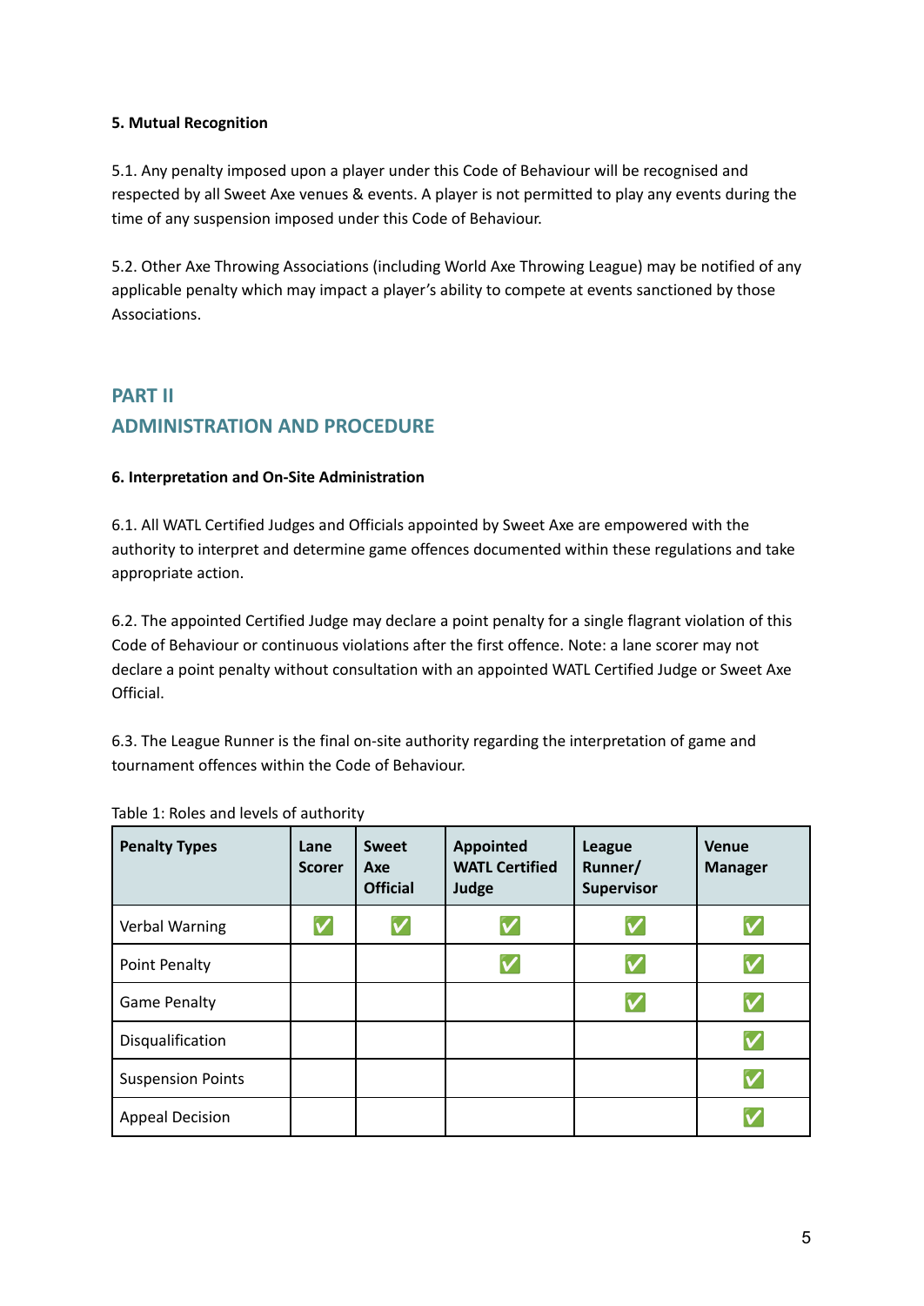**5. Mutual Recognition**

5.1. Any penalty imposed upon a player under this Code of Behaviour will be recognised and respected by all Sweet Axe venues & events. A player is not permitted to play any events during the time of any suspension imposed under this Code of Behaviour.

5.2. Other Axe Throwing Associations (including World Axe Throwing League) may be notified of any applicable penalty which may impact a player's ability to compete at events sanctioned by those Associations.

## PART II
## ADMINISTRATION AND PROCEDURE

**6. Interpretation and On-Site Administration**

6.1. All WATL Certified Judges and Officials appointed by Sweet Axe are empowered with the authority to interpret and determine game offences documented within these regulations and take appropriate action.

6.2. The appointed Certified Judge may declare a point penalty for a single flagrant violation of this Code of Behaviour or continuous violations after the first offence. Note: a lane scorer may not declare a point penalty without consultation with an appointed WATL Certified Judge or Sweet Axe Official.

6.3. The League Runner is the final on-site authority regarding the interpretation of game and tournament offences within the Code of Behaviour.

Table 1: Roles and levels of authority

| Penalty Types | Lane Scorer | Sweet Axe Official | Appointed WATL Certified Judge | League Runner/ Supervisor | Venue Manager |
|---|---|---|---|---|---|
| Verbal Warning | ✅ | ✅ | ✅ | ✅ | ✅ |
| Point Penalty | | | ✅ | ✅ | ✅ |
| Game Penalty | | | | ✅ | ✅ |
| Disqualification | | | | | ✅ |
| Suspension Points | | | | | ✅ |
| Appeal Decision | | | | | ✅ |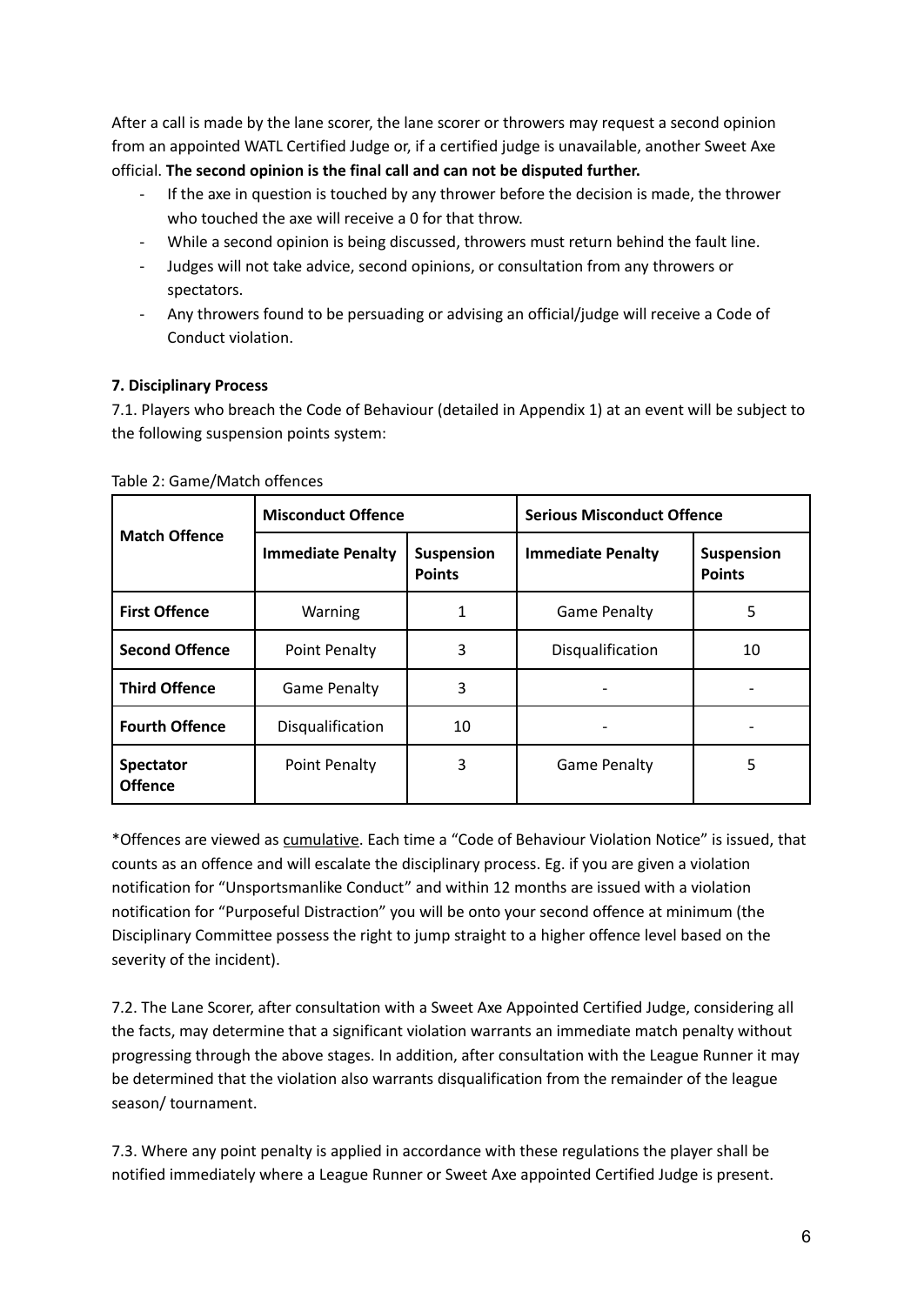After a call is made by the lane scorer, the lane scorer or throwers may request a second opinion from an appointed WATL Certified Judge or, if a certified judge is unavailable, another Sweet Axe official. **The second opinion is the final call and can not be disputed further.**

- If the axe in question is touched by any thrower before the decision is made, the thrower who touched the axe will receive a 0 for that throw.
- While a second opinion is being discussed, throwers must return behind the fault line.
- Judges will not take advice, second opinions, or consultation from any throwers or spectators.
- Any throwers found to be persuading or advising an official/judge will receive a Code of Conduct violation.

**7. Disciplinary Process**

7.1. Players who breach the Code of Behaviour (detailed in Appendix 1) at an event will be subject to the following suspension points system:

Table 2: Game/Match offences

| Match Offence | Misconduct Offence | | Serious Misconduct Offence | |
|---|---|---|---|---|
| | **Immediate Penalty** | **Suspension Points** | **Immediate Penalty** | **Suspension Points** |
| **First Offence** | Warning | 1 | Game Penalty | 5 |
| **Second Offence** | Point Penalty | 3 | Disqualification | 10 |
| **Third Offence** | Game Penalty | 3 | - | - |
| **Fourth Offence** | Disqualification | 10 | - | - |
| **Spectator Offence** | Point Penalty | 3 | Game Penalty | 5 |

*Offences are viewed as cumulative. Each time a "Code of Behaviour Violation Notice" is issued, that counts as an offence and will escalate the disciplinary process. Eg. if you are given a violation notification for "Unsportsmanlike Conduct" and within 12 months are issued with a violation notification for "Purposeful Distraction" you will be onto your second offence at minimum (the Disciplinary Committee possess the right to jump straight to a higher offence level based on the severity of the incident).

7.2. The Lane Scorer, after consultation with a Sweet Axe Appointed Certified Judge, considering all the facts, may determine that a significant violation warrants an immediate match penalty without progressing through the above stages. In addition, after consultation with the League Runner it may be determined that the violation also warrants disqualification from the remainder of the league season/ tournament.

7.3. Where any point penalty is applied in accordance with these regulations the player shall be notified immediately where a League Runner or Sweet Axe appointed Certified Judge is present.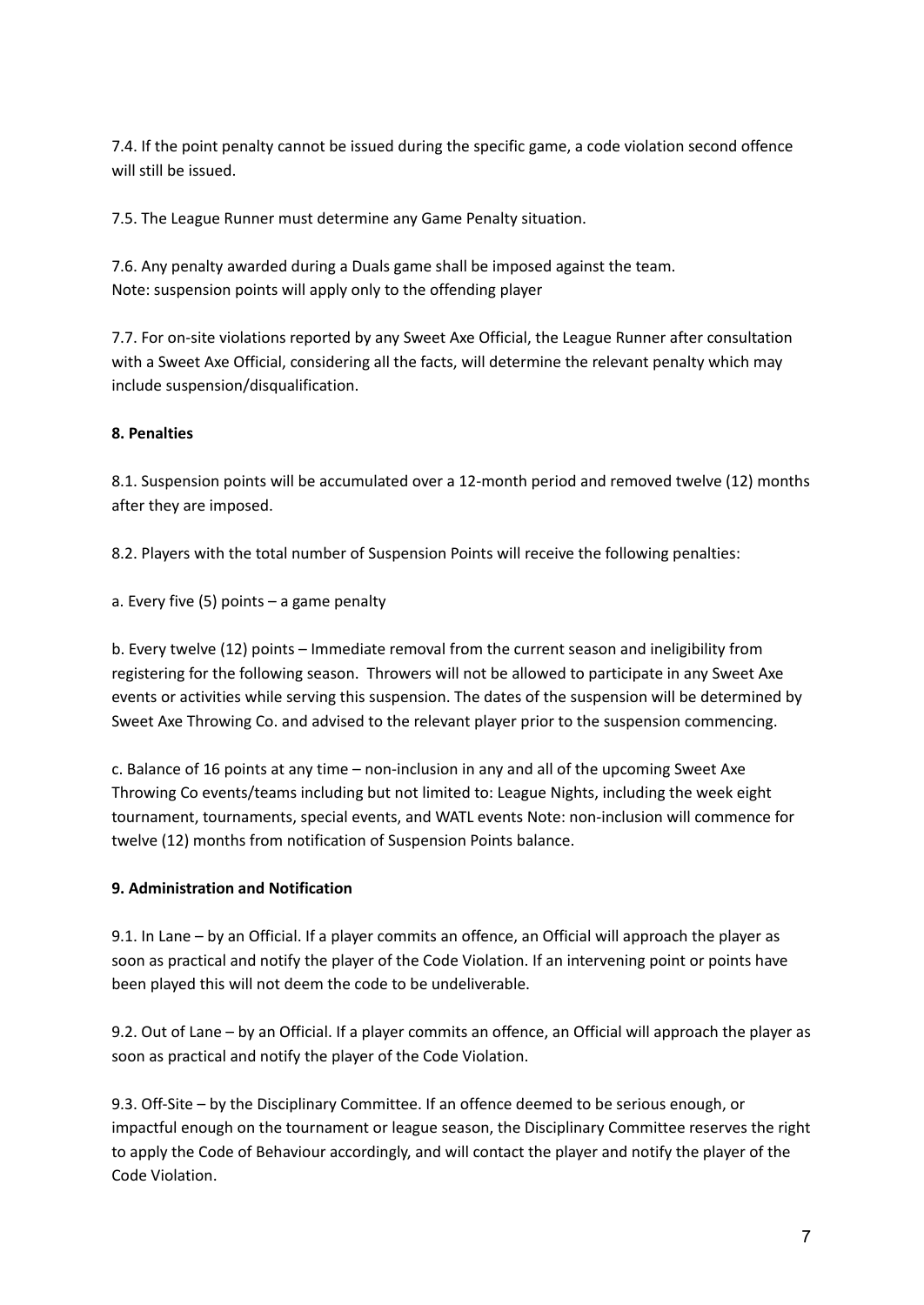7.4. If the point penalty cannot be issued during the specific game, a code violation second offence will still be issued.

7.5. The League Runner must determine any Game Penalty situation.

7.6. Any penalty awarded during a Duals game shall be imposed against the team.
Note: suspension points will apply only to the offending player

7.7. For on-site violations reported by any Sweet Axe Official, the League Runner after consultation with a Sweet Axe Official, considering all the facts, will determine the relevant penalty which may include suspension/disqualification.

**8. Penalties**

8.1. Suspension points will be accumulated over a 12-month period and removed twelve (12) months after they are imposed.

8.2. Players with the total number of Suspension Points will receive the following penalties:

a. Every five (5) points – a game penalty

b. Every twelve (12) points – Immediate removal from the current season and ineligibility from registering for the following season. Throwers will not be allowed to participate in any Sweet Axe events or activities while serving this suspension. The dates of the suspension will be determined by Sweet Axe Throwing Co. and advised to the relevant player prior to the suspension commencing.

c. Balance of 16 points at any time – non-inclusion in any and all of the upcoming Sweet Axe Throwing Co events/teams including but not limited to: League Nights, including the week eight tournament, tournaments, special events, and WATL events Note: non-inclusion will commence for twelve (12) months from notification of Suspension Points balance.

**9. Administration and Notification**

9.1. In Lane – by an Official. If a player commits an offence, an Official will approach the player as soon as practical and notify the player of the Code Violation. If an intervening point or points have been played this will not deem the code to be undeliverable.

9.2. Out of Lane – by an Official. If a player commits an offence, an Official will approach the player as soon as practical and notify the player of the Code Violation.

9.3. Off-Site – by the Disciplinary Committee. If an offence deemed to be serious enough, or impactful enough on the tournament or league season, the Disciplinary Committee reserves the right to apply the Code of Behaviour accordingly, and will contact the player and notify the player of the Code Violation.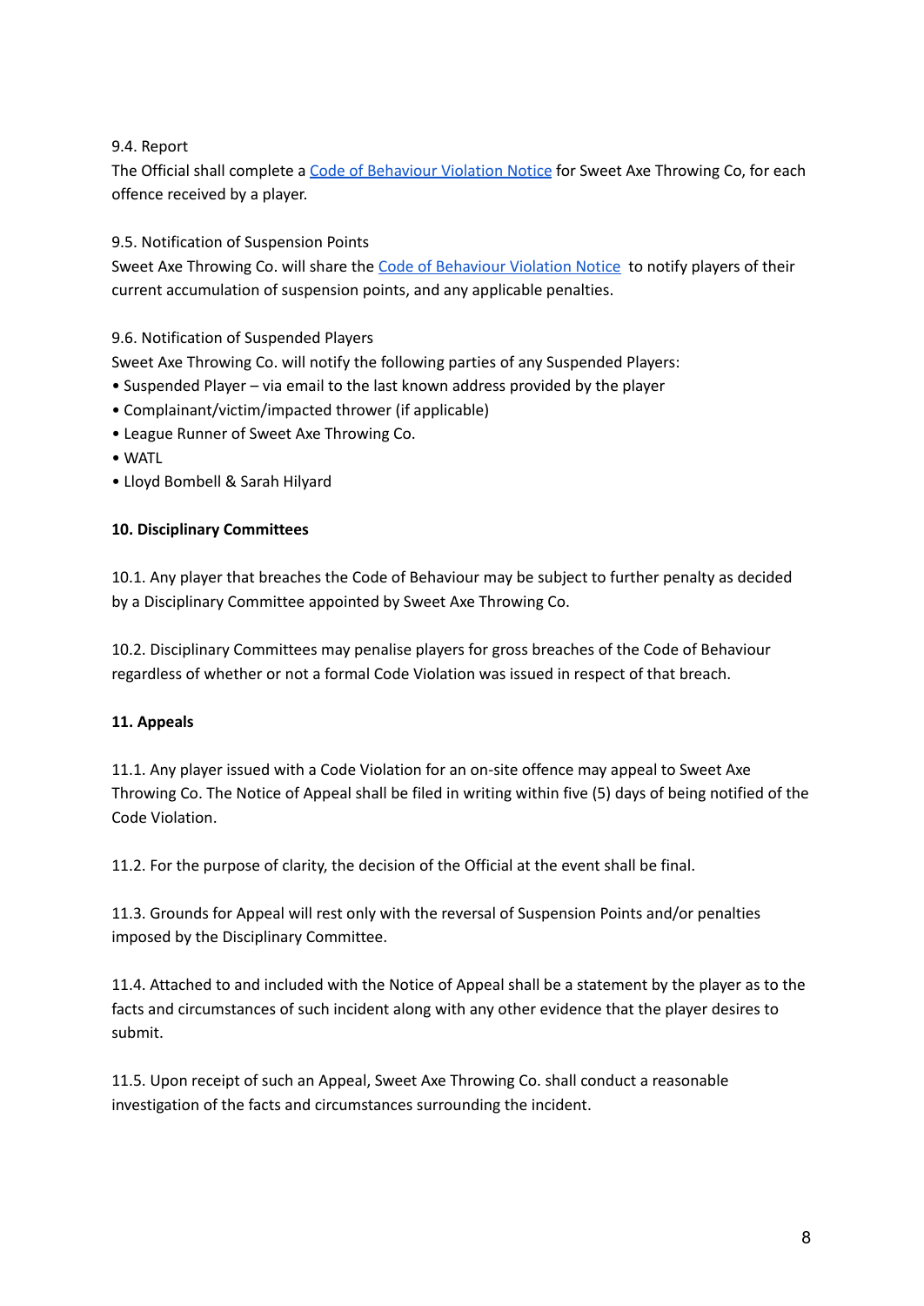9.4. Report

The Official shall complete a [Code of Behaviour Violation Notice]() for Sweet Axe Throwing Co, for each offence received by a player.

9.5. Notification of Suspension Points

Sweet Axe Throwing Co. will share the [Code of Behaviour Violation Notice]() to notify players of their current accumulation of suspension points, and any applicable penalties.

9.6. Notification of Suspended Players

Sweet Axe Throwing Co. will notify the following parties of any Suspended Players:

- Suspended Player – via email to the last known address provided by the player
- Complainant/victim/impacted thrower (if applicable)
- League Runner of Sweet Axe Throwing Co.
- WATL
- Lloyd Bombell & Sarah Hilyard

**10. Disciplinary Committees**

10.1. Any player that breaches the Code of Behaviour may be subject to further penalty as decided by a Disciplinary Committee appointed by Sweet Axe Throwing Co.

10.2. Disciplinary Committees may penalise players for gross breaches of the Code of Behaviour regardless of whether or not a formal Code Violation was issued in respect of that breach.

**11. Appeals**

11.1. Any player issued with a Code Violation for an on-site offence may appeal to Sweet Axe Throwing Co. The Notice of Appeal shall be filed in writing within five (5) days of being notified of the Code Violation.

11.2. For the purpose of clarity, the decision of the Official at the event shall be final.

11.3. Grounds for Appeal will rest only with the reversal of Suspension Points and/or penalties imposed by the Disciplinary Committee.

11.4. Attached to and included with the Notice of Appeal shall be a statement by the player as to the facts and circumstances of such incident along with any other evidence that the player desires to submit.

11.5. Upon receipt of such an Appeal, Sweet Axe Throwing Co. shall conduct a reasonable investigation of the facts and circumstances surrounding the incident.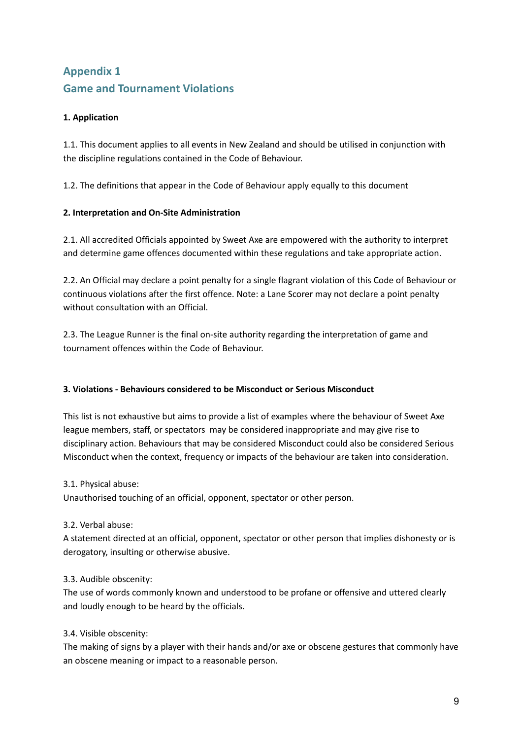## Appendix 1
## Game and Tournament Violations

**1. Application**

1.1. This document applies to all events in New Zealand and should be utilised in conjunction with the discipline regulations contained in the Code of Behaviour.

1.2. The definitions that appear in the Code of Behaviour apply equally to this document

**2. Interpretation and On-Site Administration**

2.1. All accredited Officials appointed by Sweet Axe are empowered with the authority to interpret and determine game offences documented within these regulations and take appropriate action.

2.2. An Official may declare a point penalty for a single flagrant violation of this Code of Behaviour or continuous violations after the first offence. Note: a Lane Scorer may not declare a point penalty without consultation with an Official.

2.3. The League Runner is the final on-site authority regarding the interpretation of game and tournament offences within the Code of Behaviour.

**3. Violations - Behaviours considered to be Misconduct or Serious Misconduct**

This list is not exhaustive but aims to provide a list of examples where the behaviour of Sweet Axe league members, staff, or spectators may be considered inappropriate and may give rise to disciplinary action. Behaviours that may be considered Misconduct could also be considered Serious Misconduct when the context, frequency or impacts of the behaviour are taken into consideration.

3.1. Physical abuse:
Unauthorised touching of an official, opponent, spectator or other person.

3.2. Verbal abuse:
A statement directed at an official, opponent, spectator or other person that implies dishonesty or is derogatory, insulting or otherwise abusive.

3.3. Audible obscenity:
The use of words commonly known and understood to be profane or offensive and uttered clearly and loudly enough to be heard by the officials.

3.4. Visible obscenity:
The making of signs by a player with their hands and/or axe or obscene gestures that commonly have an obscene meaning or impact to a reasonable person.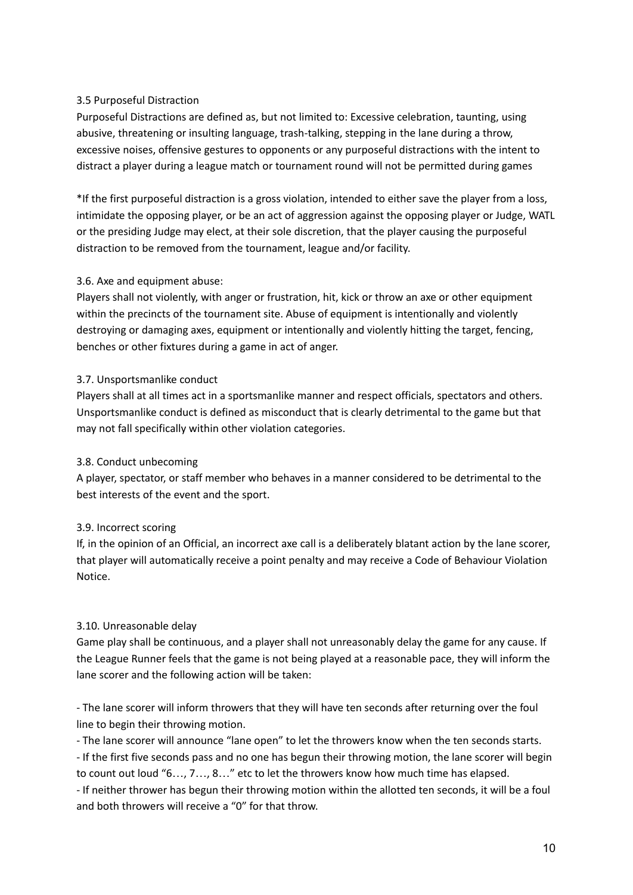### 3.5 Purposeful Distraction

Purposeful Distractions are defined as, but not limited to: Excessive celebration, taunting, using abusive, threatening or insulting language, trash-talking, stepping in the lane during a throw, excessive noises, offensive gestures to opponents or any purposeful distractions with the intent to distract a player during a league match or tournament round will not be permitted during games

*If the first purposeful distraction is a gross violation, intended to either save the player from a loss, intimidate the opposing player, or be an act of aggression against the opposing player or Judge, WATL or the presiding Judge may elect, at their sole discretion, that the player causing the purposeful distraction to be removed from the tournament, league and/or facility.

### 3.6. Axe and equipment abuse:

Players shall not violently, with anger or frustration, hit, kick or throw an axe or other equipment within the precincts of the tournament site. Abuse of equipment is intentionally and violently destroying or damaging axes, equipment or intentionally and violently hitting the target, fencing, benches or other fixtures during a game in act of anger.

### 3.7. Unsportsmanlike conduct

Players shall at all times act in a sportsmanlike manner and respect officials, spectators and others. Unsportsmanlike conduct is defined as misconduct that is clearly detrimental to the game but that may not fall specifically within other violation categories.

### 3.8. Conduct unbecoming

A player, spectator, or staff member who behaves in a manner considered to be detrimental to the best interests of the event and the sport.

### 3.9. Incorrect scoring

If, in the opinion of an Official, an incorrect axe call is a deliberately blatant action by the lane scorer, that player will automatically receive a point penalty and may receive a Code of Behaviour Violation Notice.

### 3.10. Unreasonable delay

Game play shall be continuous, and a player shall not unreasonably delay the game for any cause. If the League Runner feels that the game is not being played at a reasonable pace, they will inform the lane scorer and the following action will be taken:

- The lane scorer will inform throwers that they will have ten seconds after returning over the foul line to begin their throwing motion.
- The lane scorer will announce "lane open" to let the throwers know when the ten seconds starts.
- If the first five seconds pass and no one has begun their throwing motion, the lane scorer will begin to count out loud "6…, 7…, 8…" etc to let the throwers know how much time has elapsed.
- If neither thrower has begun their throwing motion within the allotted ten seconds, it will be a foul and both throwers will receive a "0" for that throw.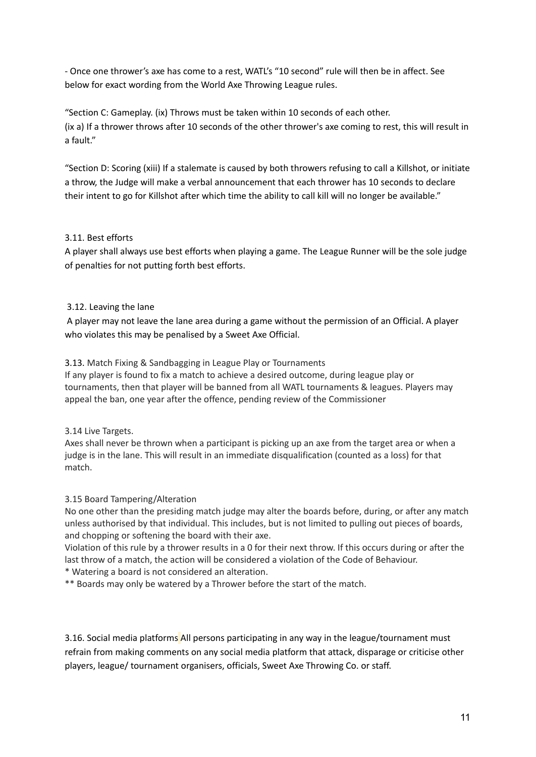- Once one thrower's axe has come to a rest, WATL's "10 second" rule will then be in affect. See below for exact wording from the World Axe Throwing League rules.

"Section C: Gameplay. (ix) Throws must be taken within 10 seconds of each other.
(ix a) If a thrower throws after 10 seconds of the other thrower's axe coming to rest, this will result in a fault."

"Section D: Scoring (xiii) If a stalemate is caused by both throwers refusing to call a Killshot, or initiate a throw, the Judge will make a verbal announcement that each thrower has 10 seconds to declare their intent to go for Killshot after which time the ability to call kill will no longer be available."

### 3.11. Best efforts

A player shall always use best efforts when playing a game. The League Runner will be the sole judge of penalties for not putting forth best efforts.

### 3.12. Leaving the lane

A player may not leave the lane area during a game without the permission of an Official. A player who violates this may be penalised by a Sweet Axe Official.

### 3.13. Match Fixing & Sandbagging in League Play or Tournaments

If any player is found to fix a match to achieve a desired outcome, during league play or tournaments, then that player will be banned from all WATL tournaments & leagues. Players may appeal the ban, one year after the offence, pending review of the Commissioner

### 3.14 Live Targets.

Axes shall never be thrown when a participant is picking up an axe from the target area or when a judge is in the lane. This will result in an immediate disqualification (counted as a loss) for that match.

### 3.15 Board Tampering/Alteration

No one other than the presiding match judge may alter the boards before, during, or after any match unless authorised by that individual. This includes, but is not limited to pulling out pieces of boards, and chopping or softening the board with their axe.

Violation of this rule by a thrower results in a 0 for their next throw. If this occurs during or after the last throw of a match, the action will be considered a violation of the Code of Behaviour.

* Watering a board is not considered an alteration.

** Boards may only be watered by a Thrower before the start of the match.

### 3.16. Social media platforms

All persons participating in any way in the league/tournament must refrain from making comments on any social media platform that attack, disparage or criticise other players, league/ tournament organisers, officials, Sweet Axe Throwing Co. or staff.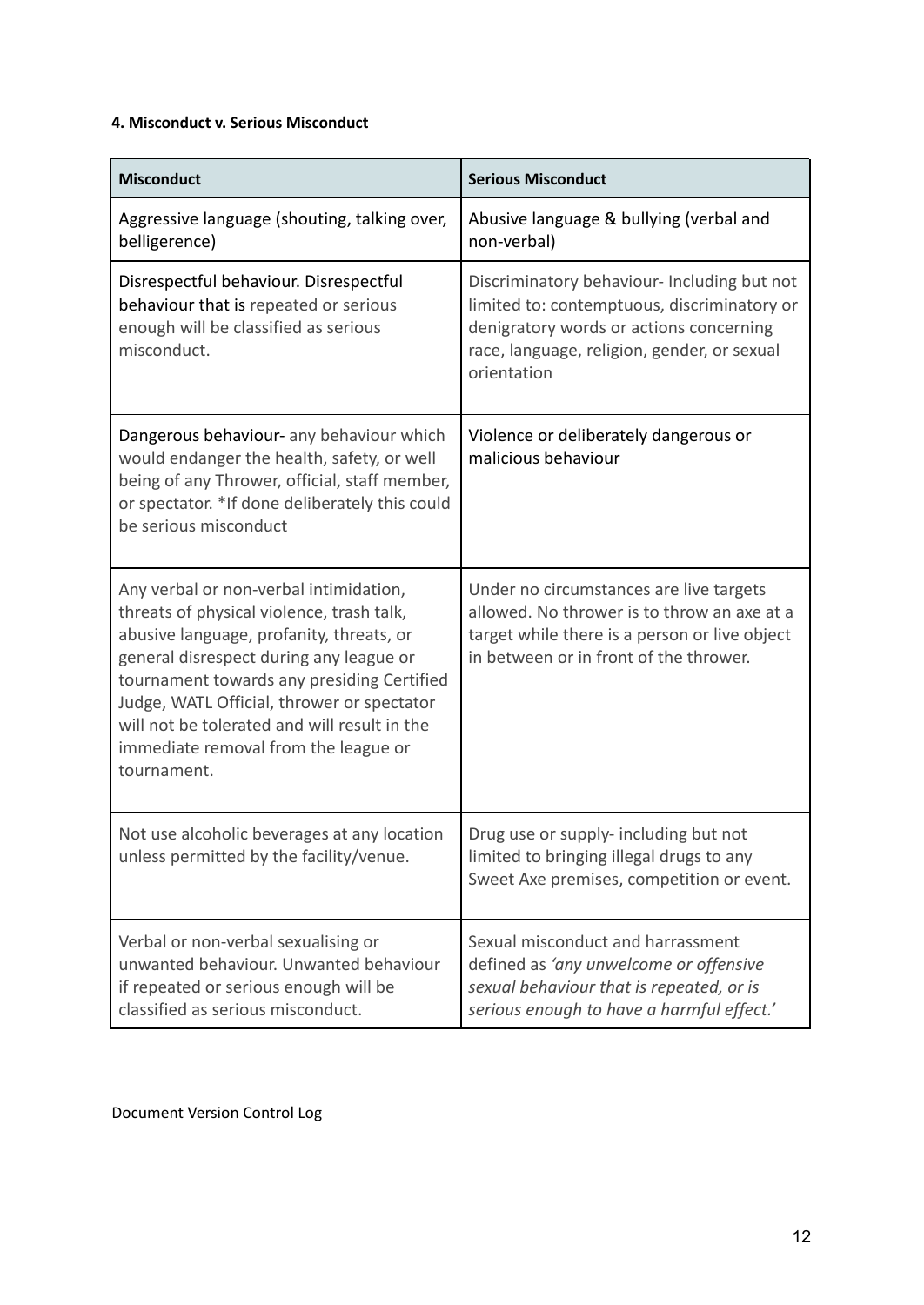**4. Misconduct v. Serious Misconduct**

| Misconduct | Serious Misconduct |
| --- | --- |
| Aggressive language (shouting, talking over, belligerence) | Abusive language & bullying (verbal and non-verbal) |
| Disrespectful behaviour. Disrespectful behaviour that is repeated or serious enough will be classified as serious misconduct. | Discriminatory behaviour- Including but not limited to: contemptuous, discriminatory or denigratory words or actions concerning race, language, religion, gender, or sexual orientation |
| Dangerous behaviour- any behaviour which would endanger the health, safety, or well being of any Thrower, official, staff member, or spectator. *If done deliberately this could be serious misconduct | Violence or deliberately dangerous or malicious behaviour |
| Any verbal or non-verbal intimidation, threats of physical violence, trash talk, abusive language, profanity, threats, or general disrespect during any league or tournament towards any presiding Certified Judge, WATL Official, thrower or spectator will not be tolerated and will result in the immediate removal from the league or tournament. | Under no circumstances are live targets allowed. No thrower is to throw an axe at a target while there is a person or live object in between or in front of the thrower. |
| Not use alcoholic beverages at any location unless permitted by the facility/venue. | Drug use or supply- including but not limited to bringing illegal drugs to any Sweet Axe premises, competition or event. |
| Verbal or non-verbal sexualising or unwanted behaviour. Unwanted behaviour if repeated or serious enough will be classified as serious misconduct. | Sexual misconduct and harrassment defined as *'any unwelcome or offensive sexual behaviour that is repeated, or is serious enough to have a harmful effect.'* |

Document Version Control Log